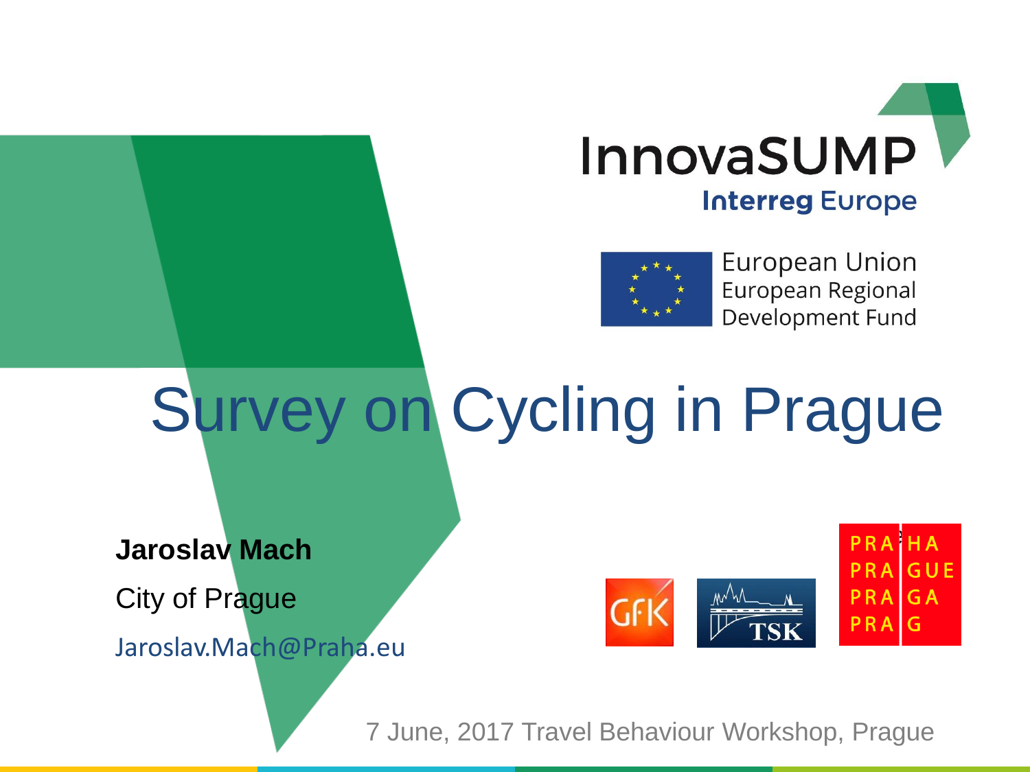InnovaSUMP

Interreg Europe

European Union
European Regional
Development Fund

# Survey on Cycling in Prague

**Jaroslav Mach**

City of Prague

Jaroslav.Mach@Praha.eu

PRAHA
PRAGUE
PRAGA
PRAG

7 June, 2017 Travel Behaviour Workshop, Prague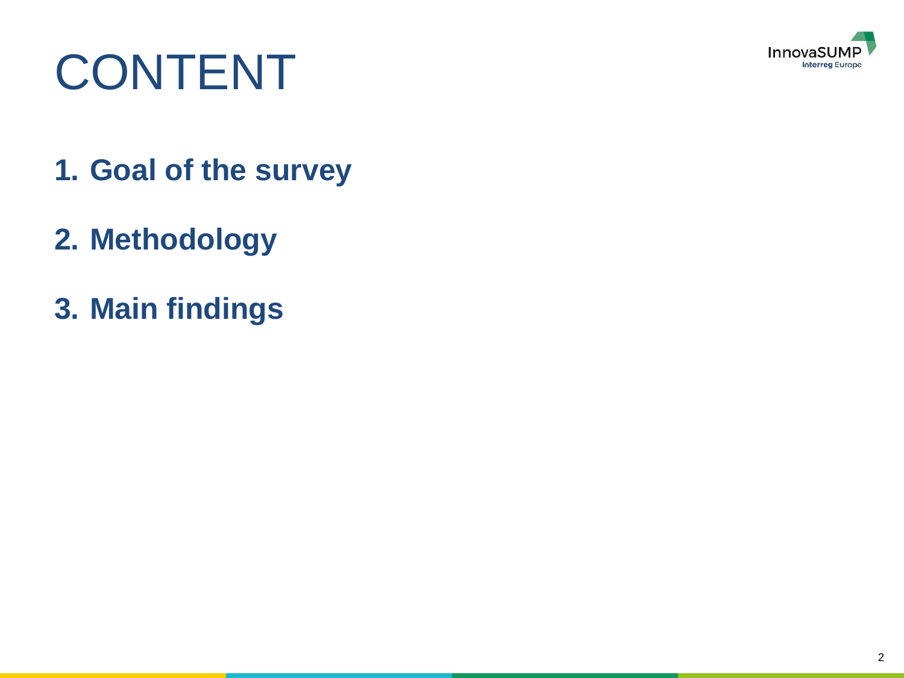# CONTENT

1. **Goal of the survey**
2. **Methodology**
3. **Main findings**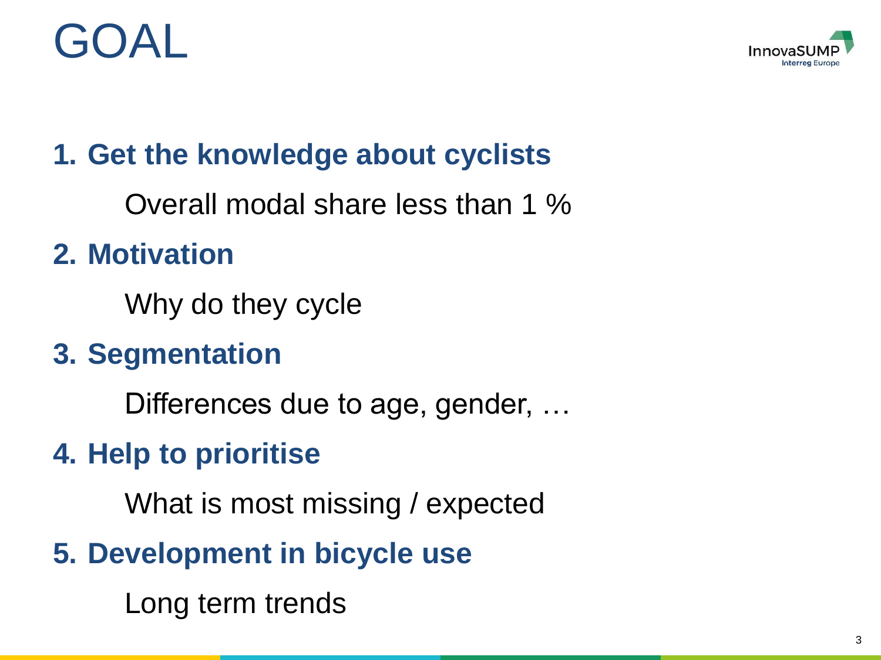# GOAL

1. **Get the knowledge about cyclists**

   Overall modal share less than 1 %

2. **Motivation**

   Why do they cycle

3. **Segmentation**

   Differences due to age, gender, …

4. **Help to prioritise**

   What is most missing / expected

5. **Development in bicycle use**

   Long term trends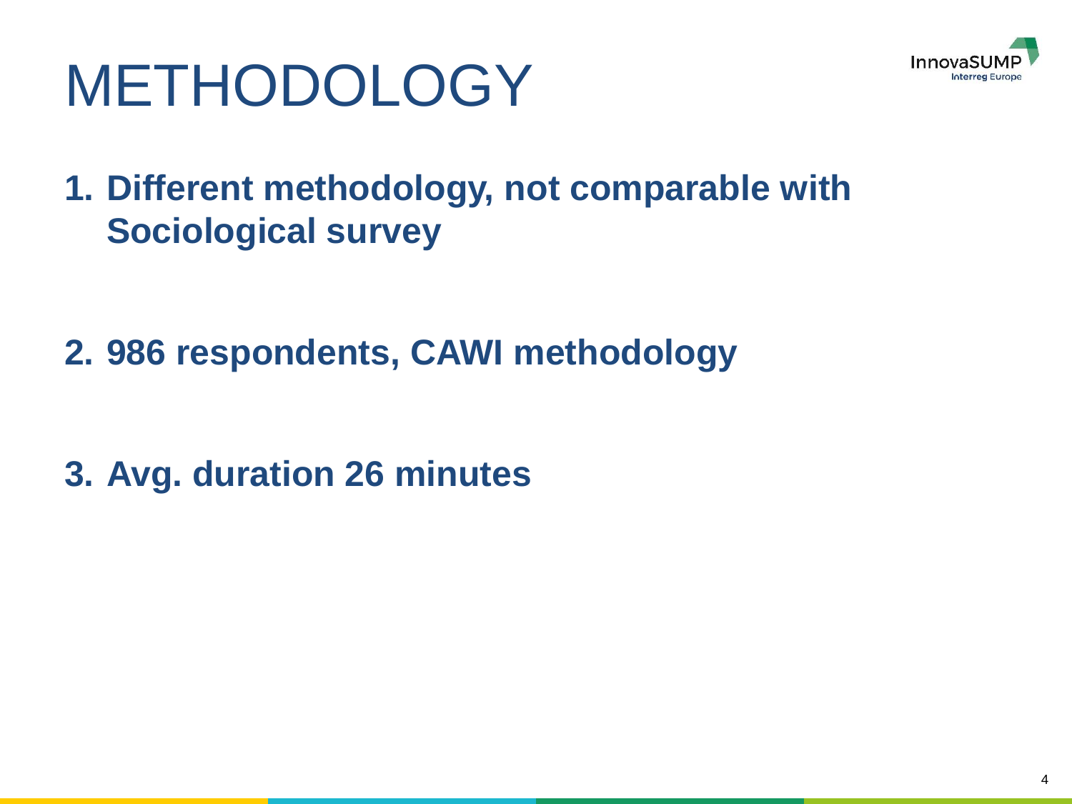# METHODOLOGY

1. **Different methodology, not comparable with Sociological survey**

2. **986 respondents, CAWI methodology**

3. **Avg. duration 26 minutes**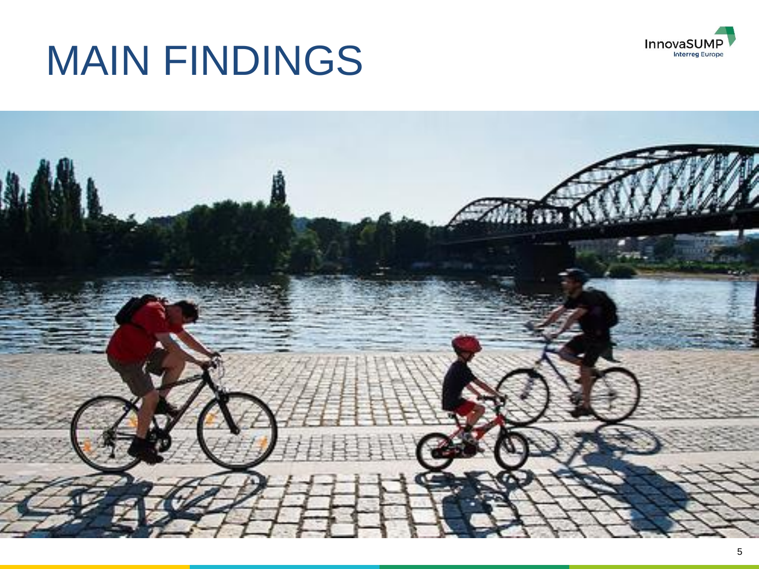# MAIN FINDINGS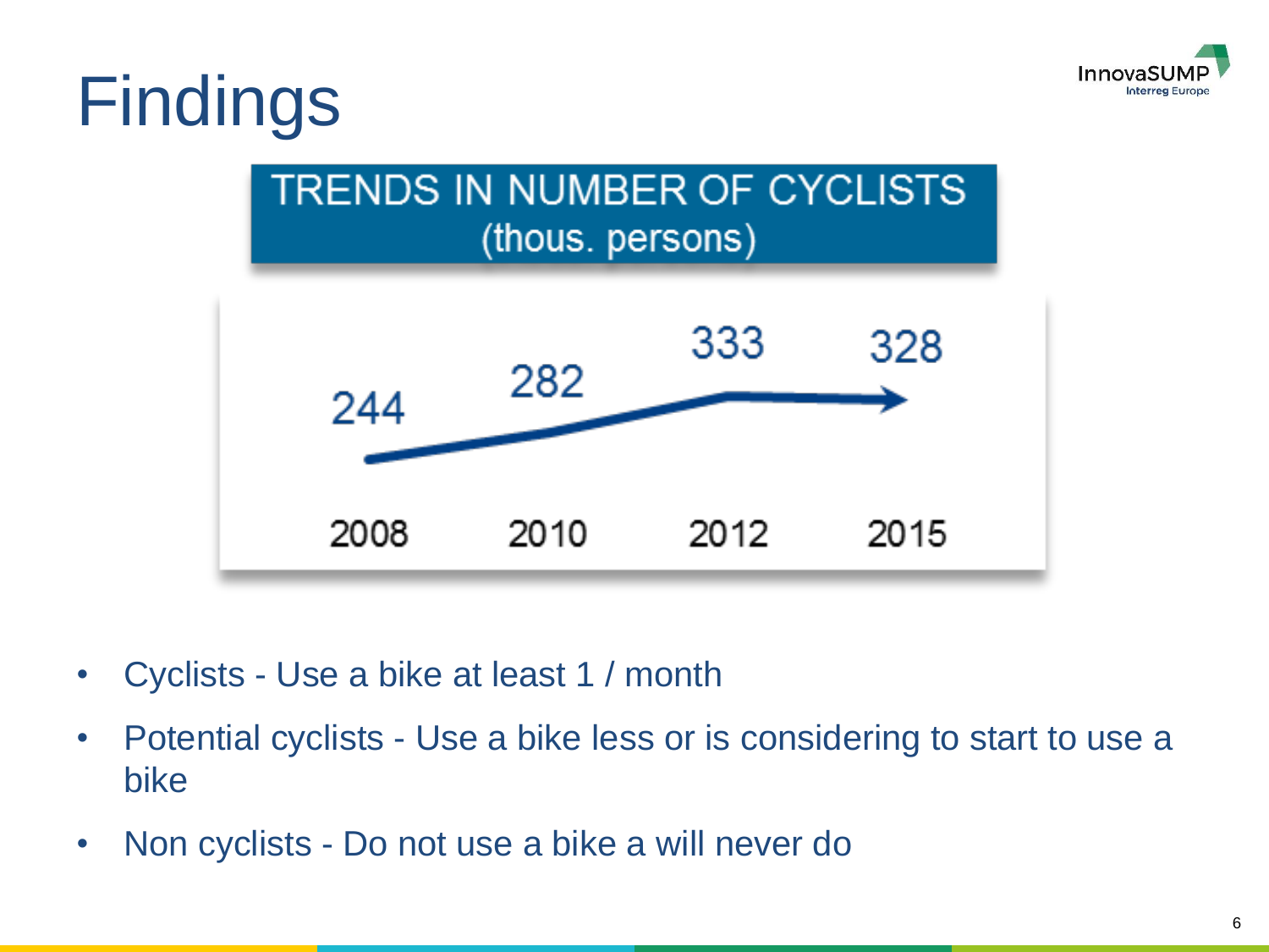# Findings

## TRENDS IN NUMBER OF CYCLISTS (thous. persons)

| 2008 | 2010 | 2012 | 2015 |
|---|---|---|---|
| 244 | 282 | 333 | 328 |

- Cyclists - Use a bike at least 1 / month
- Potential cyclists - Use a bike less or is considering to start to use a bike
- Non cyclists - Do not use a bike a will never do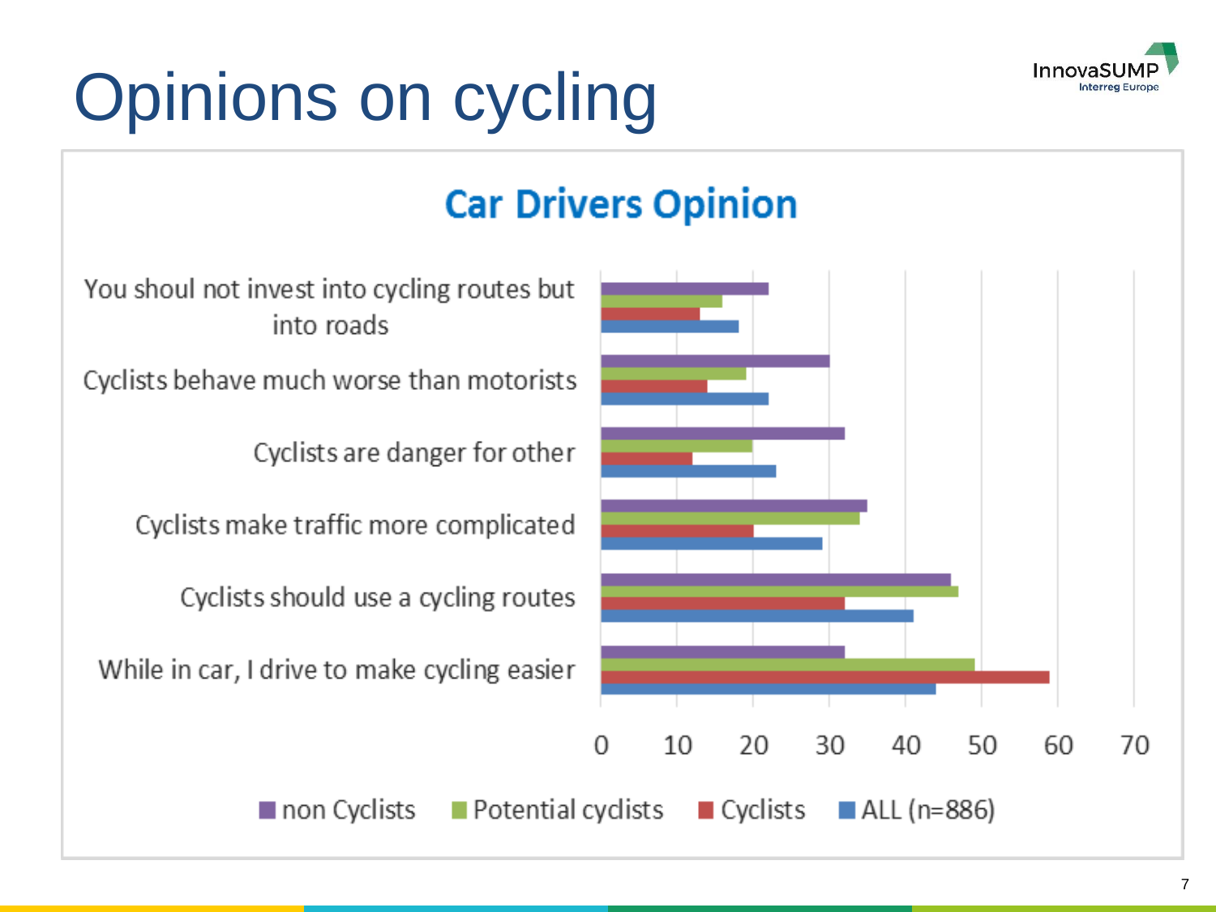# Opinions on cycling

## Car Drivers Opinion

| | non Cyclists | Potential cyclists | Cyclists | ALL (n=886) |
|---|---|---|---|---|
| You shoul not invest into cycling routes but into roads | 22 | 16 | 13 | 18 |
| Cyclists behave much worse than motorists | 30 | 19 | 14 | 22 |
| Cyclists are danger for other | 32 | 20 | 12 | 23 |
| Cyclists make traffic more complicated | 35 | 34 | 20 | 29 |
| Cyclists should use a cycling routes | 46 | 47 | 32 | 41 |
| While in car, I drive to make cycling easier | 32 | 49 | 59 | 44 |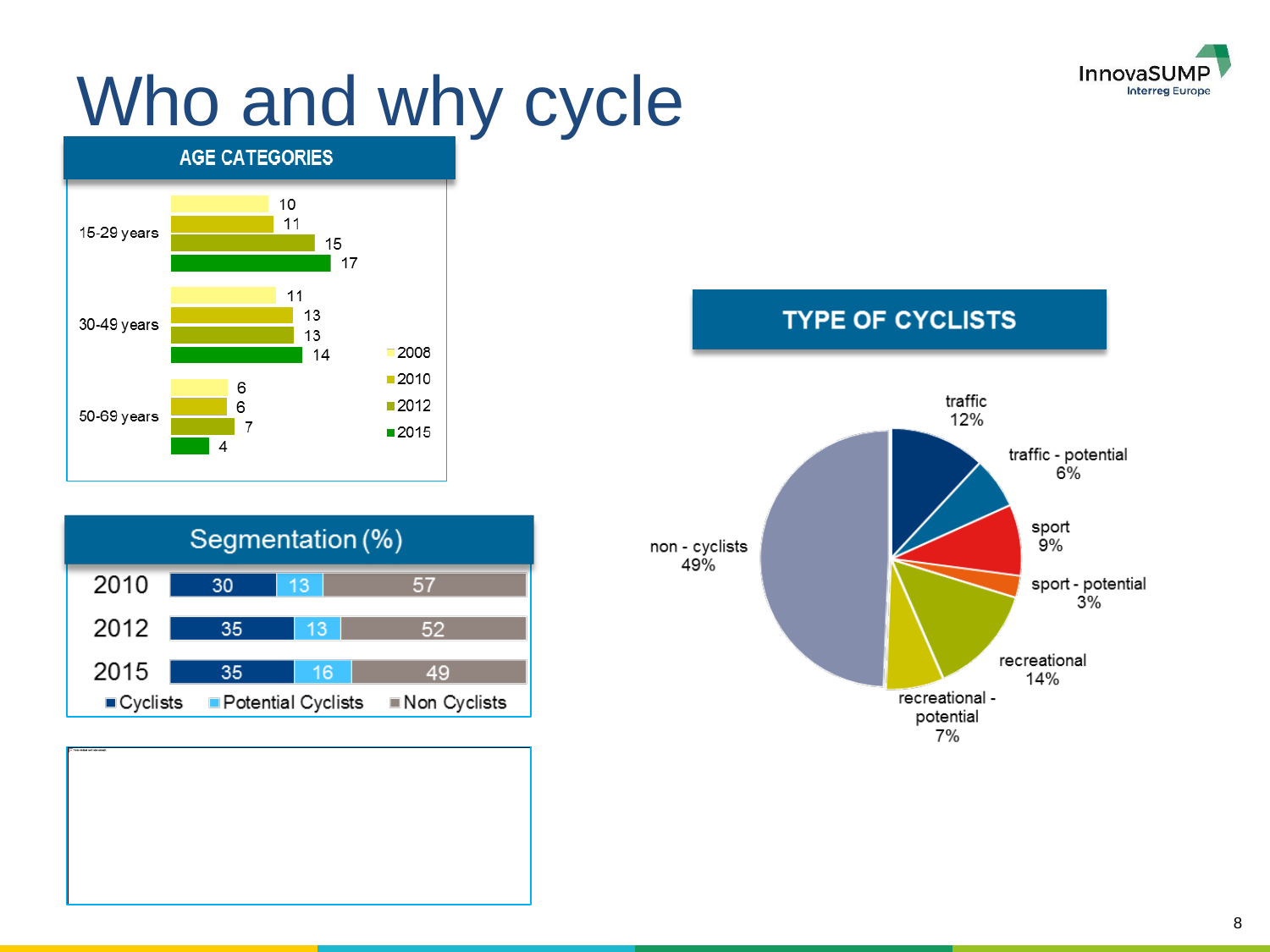# Who and why cycle

## AGE CATEGORIES

| Age | 2008 | 2010 | 2012 | 2015 |
|---|---|---|---|---|
| 15-29 years | 10 | 11 | 15 | 17 |
| 30-49 years | 11 | 13 | 13 | 14 |
| 50-69 years | 6 | 6 | 7 | 4 |

## Segmentation (%)

| Year | Cyclists | Potential Cyclists | Non Cyclists |
|---|---|---|---|
| 2010 | 30 | 13 | 57 |
| 2012 | 35 | 13 | 52 |
| 2015 | 35 | 16 | 49 |

## TYPE OF CYCLISTS

| Type | Share |
|---|---|
| traffic | 12% |
| traffic - potential | 6% |
| sport | 9% |
| sport - potential | 3% |
| recreational | 14% |
| recreational - potential | 7% |
| non - cyclists | 49% |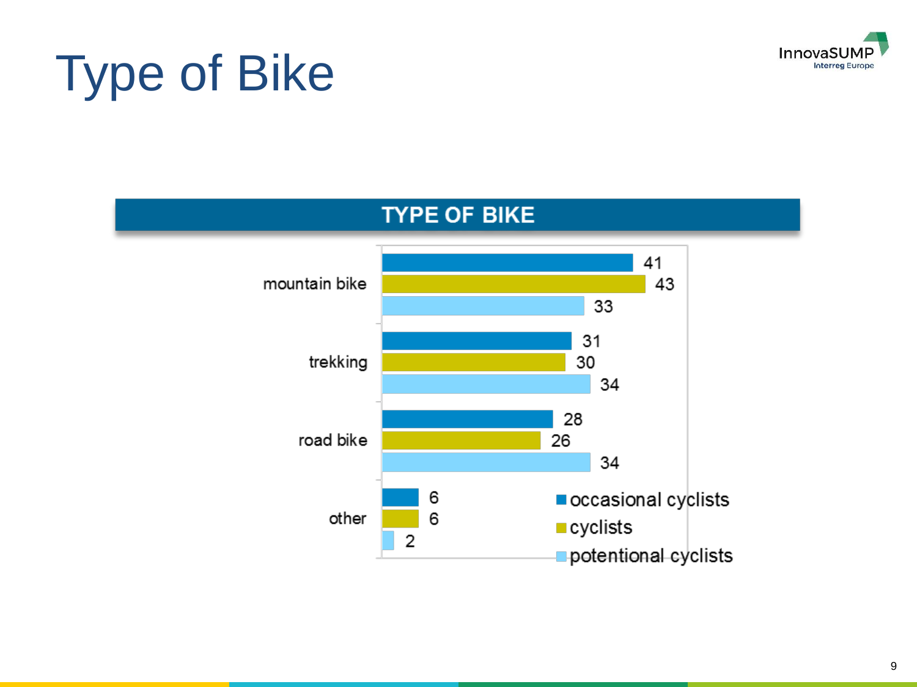# Type of Bike

## TYPE OF BIKE

| | occasional cyclists | cyclists | potentional cyclists |
|---|---|---|---|
| mountain bike | 41 | 43 | 33 |
| trekking | 31 | 30 | 34 |
| road bike | 28 | 26 | 34 |
| other | 6 | 6 | 2 |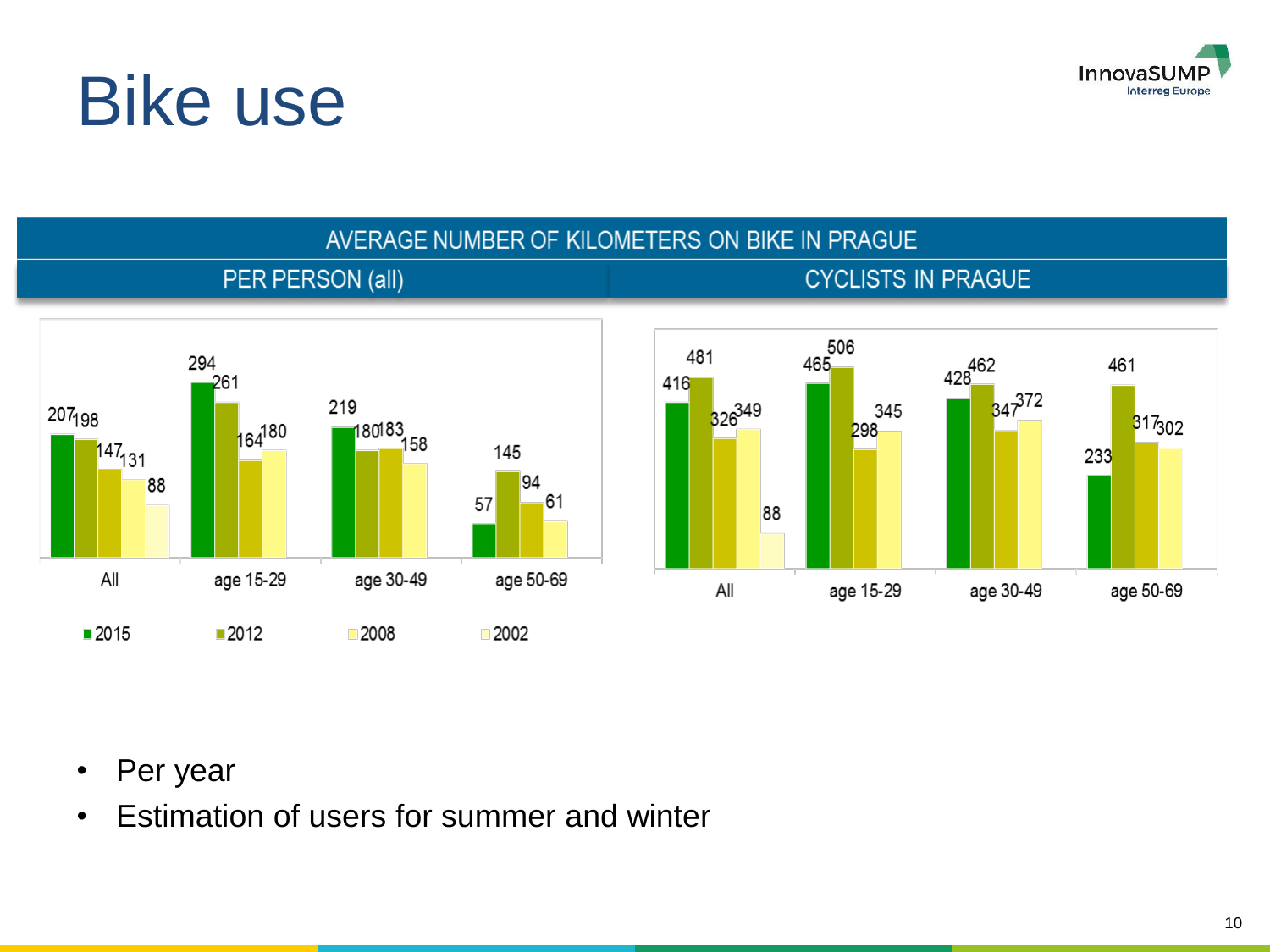# Bike use

**AVERAGE NUMBER OF KILOMETERS ON BIKE IN PRAGUE**

**PER PERSON (all)**

| | 2015 | 2012 | 2008 | 2002 |
|---|---|---|---|---|
| All | 207 | 198 | 147 | 131 | 
| age 15-29 | 294 | 261 | 164 | 180 |
| age 30-49 | 219 | 180 | 183 | 158 |
| age 50-69 | 57 | 145 | 94 | 61 |

**CYCLISTS IN PRAGUE**

| | 2015 | 2012 | 2008 | 2002 |
|---|---|---|---|---|
| All | 416 | 481 | 326 | 349 |
| age 15-29 | 465 | 506 | 298 | 345 |
| age 30-49 | 428 | 462 | 347 | 372 |
| age 50-69 | 233 | 461 | 317 | 302 |

- Per year
- Estimation of users for summer and winter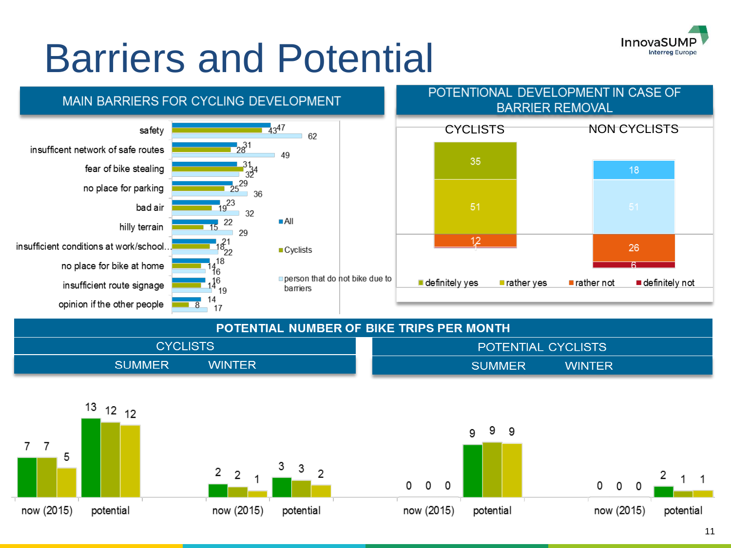# Barriers and Potential

## MAIN BARRIERS FOR CYCLING DEVELOPMENT

| Barrier | All | Cyclists | person that do not bike due to barriers |
|---|---|---|---|
| safety | 47 | 43 | 62 |
| insuffcient network of safe routes | 31 | 28 | 49 |
| fear of bike stealing | 31 | 34 | 32 |
| no place for parking | 29 | 25 | 36 |
| bad air | 23 | 19 | 32 |
| hilly terrain | 22 | 15 | 29 |
| insufficient conditions at work/school... | 21 | 18 | 22 |
| no place for bike at home | 18 | 14 | 16 |
| insufficient route signage | 16 | 14 | 19 |
| opinion if the other people | 14 | 8 | 17 |

## POTENTIONAL DEVELOPMENT IN CASE OF BARRIER REMOVAL

| | CYCLISTS | NON CYCLISTS |
|---|---|---|
| definitely yes | 35 | 18 |
| rather yes | 51 | 51 |
| rather not | 12 | 26 |
| definitely not | 1 | 6 |

## POTENTIAL NUMBER OF BIKE TRIPS PER MONTH

| | CYCLISTS – SUMMER | | | CYCLISTS – WINTER | | | POTENTIAL CYCLISTS – SUMMER | | | POTENTIAL CYCLISTS – WINTER | | |
|---|---|---|---|---|---|---|---|---|---|---|---|---|
| now (2015) | 7 | 7 | 5 | 2 | 2 | 1 | 0 | 0 | 0 | 0 | 0 | 0 |
| potential | 13 | 12 | 12 | 3 | 3 | 2 | 9 | 9 | 9 | 2 | 1 | 1 |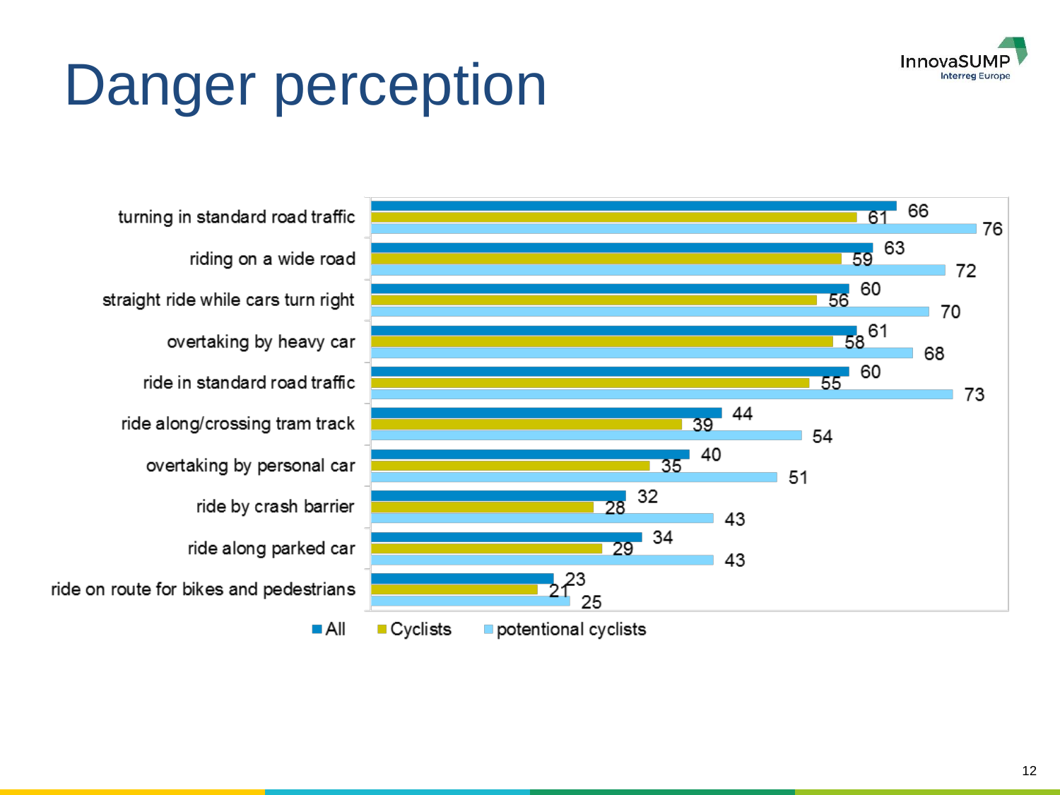# Danger perception

| | All | Cyclists | potentional cyclists |
|---|---|---|---|
| turning in standard road traffic | 66 | 61 | 76 |
| riding on a wide road | 63 | 59 | 72 |
| straight ride while cars turn right | 60 | 56 | 70 |
| overtaking by heavy car | 61 | 58 | 68 |
| ride in standard road traffic | 60 | 55 | 73 |
| ride along/crossing tram track | 44 | 39 | 54 |
| overtaking by personal car | 40 | 35 | 51 |
| ride by crash barrier | 32 | 28 | 43 |
| ride along parked car | 34 | 29 | 43 |
| ride on route for bikes and pedestrians | 23 | 21 | 25 |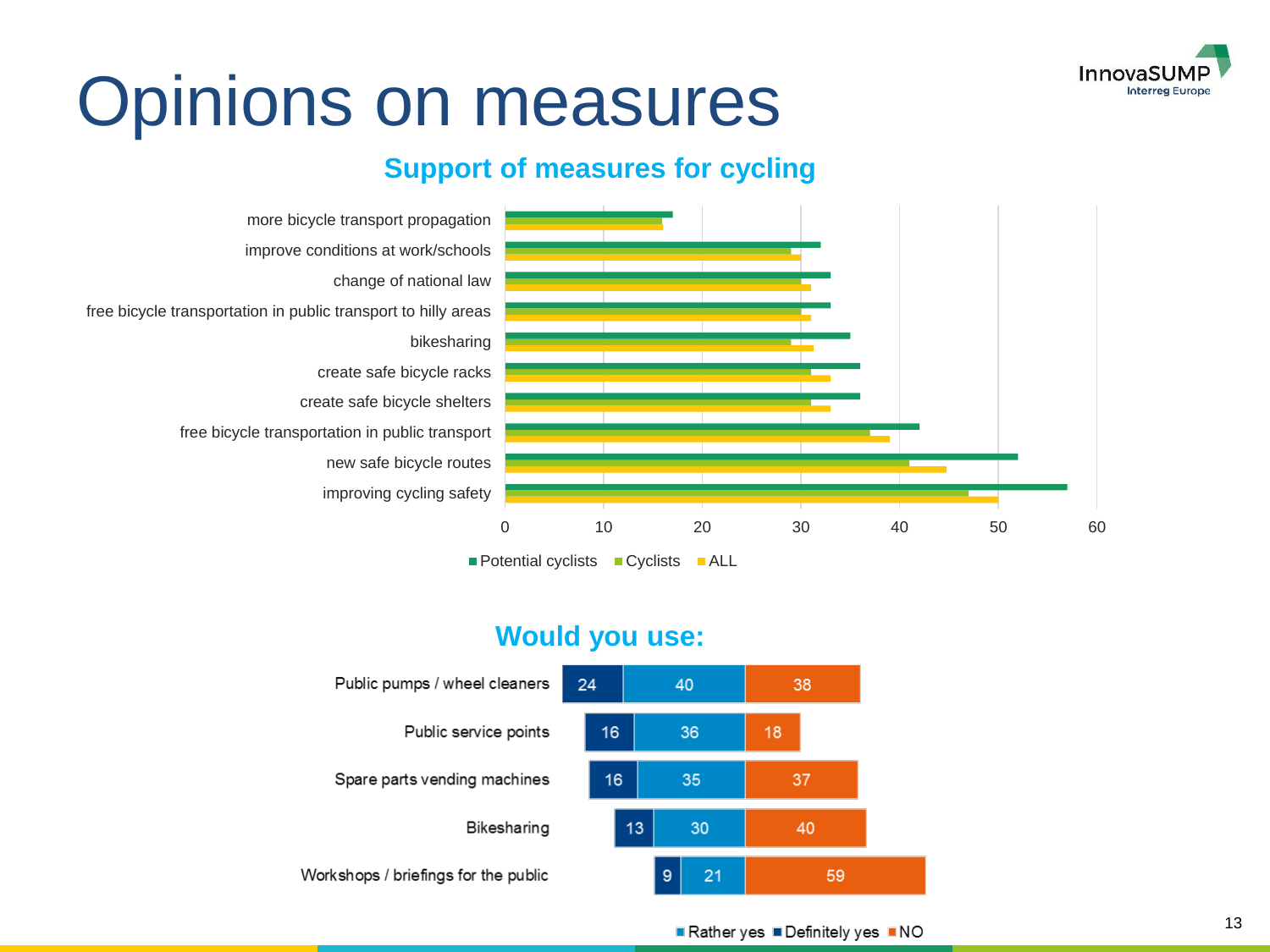# Opinions on measures

## Support of measures for cycling

| Measure | Potential cyclists | Cyclists | ALL |
|---|---|---|---|
| more bicycle transport propagation | 17 | 16 | 16 |
| improve conditions at work/schools | 32 | 29 | 30 |
| change of national law | 33 | 30 | 31 |
| free bicycle transportation in public transport to hilly areas | 33 | 30 | 31 |
| bikesharing | 35 | 29 | 31 |
| create safe bicycle racks | 36 | 31 | 33 |
| create safe bicycle shelters | 36 | 31 | 33 |
| free bicycle transportation in public transport | 42 | 37 | 39 |
| new safe bicycle routes | 52 | 41 | 45 |
| improving cycling safety | 57 | 47 | 50 |

## Would you use:

| | Definitely yes | Rather yes | NO |
|---|---|---|---|
| Public pumps / wheel cleaners | 24 | 40 | 38 |
| Public service points | 16 | 36 | 18 |
| Spare parts vending machines | 16 | 35 | 37 |
| Bikesharing | 13 | 30 | 40 |
| Workshops / briefings for the public | 9 | 21 | 59 |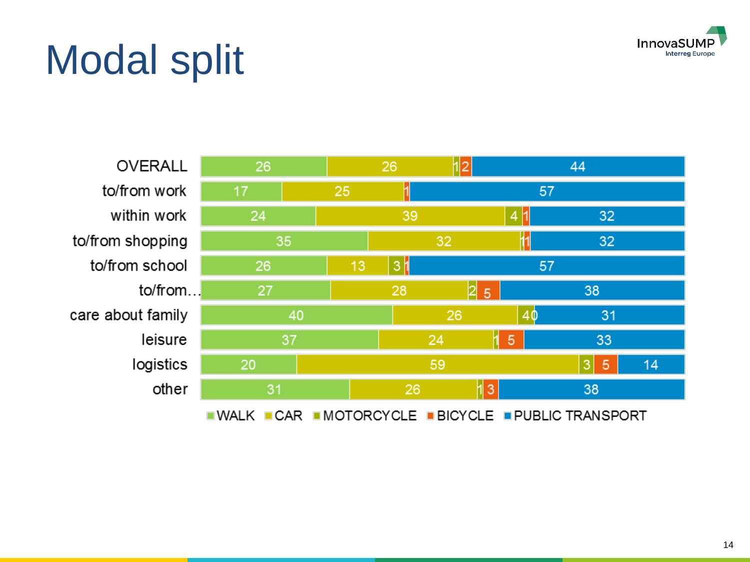# Modal split

| | WALK | CAR | MOTORCYCLE | BICYCLE | PUBLIC TRANSPORT |
|---|---|---|---|---|---|
| OVERALL | 26 | 26 | 1 | 2 | 44 |
| to/from work | 17 | 25 | | 1 | 57 |
| within work | 24 | 39 | 4 | 1 | 32 |
| to/from shopping | 35 | 32 | 1 | 1 | 32 |
| to/from school | 26 | 13 | 3 | 1 | 57 |
| to/from… | 27 | 28 | 2 | 5 | 38 |
| care about family | 40 | 26 | 4 | 0 | 31 |
| leisure | 37 | 24 | 1 | 5 | 33 |
| logistics | 20 | 59 | 3 | 5 | 14 |
| other | 31 | 26 | 1 | 3 | 38 |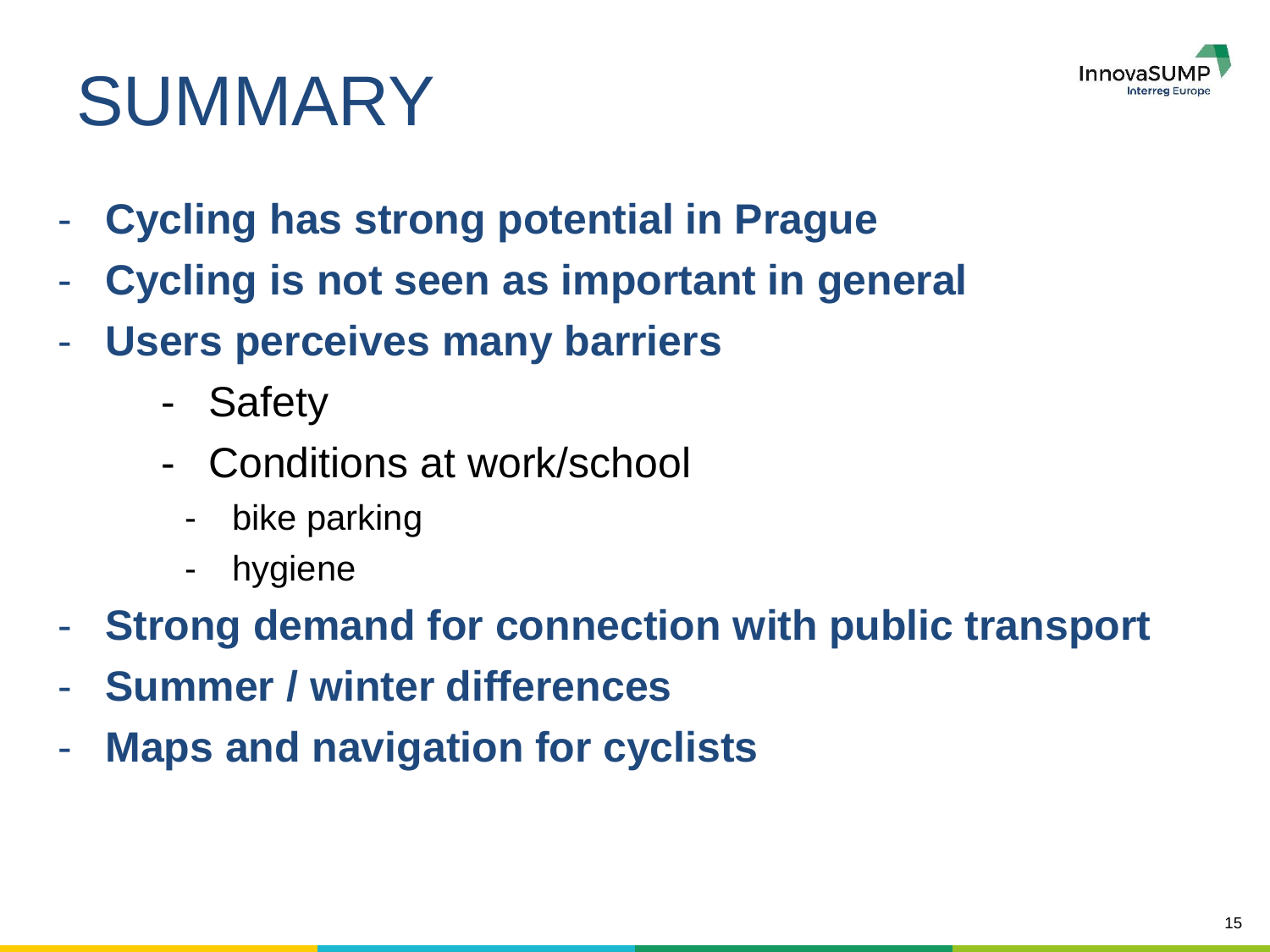# SUMMARY

- **Cycling has strong potential in Prague**
- **Cycling is not seen as important in general**
- **Users perceives many barriers**
  - Safety
  - Conditions at work/school
    - bike parking
    - hygiene
- **Strong demand for connection with public transport**
- **Summer / winter differences**
- **Maps and navigation for cyclists**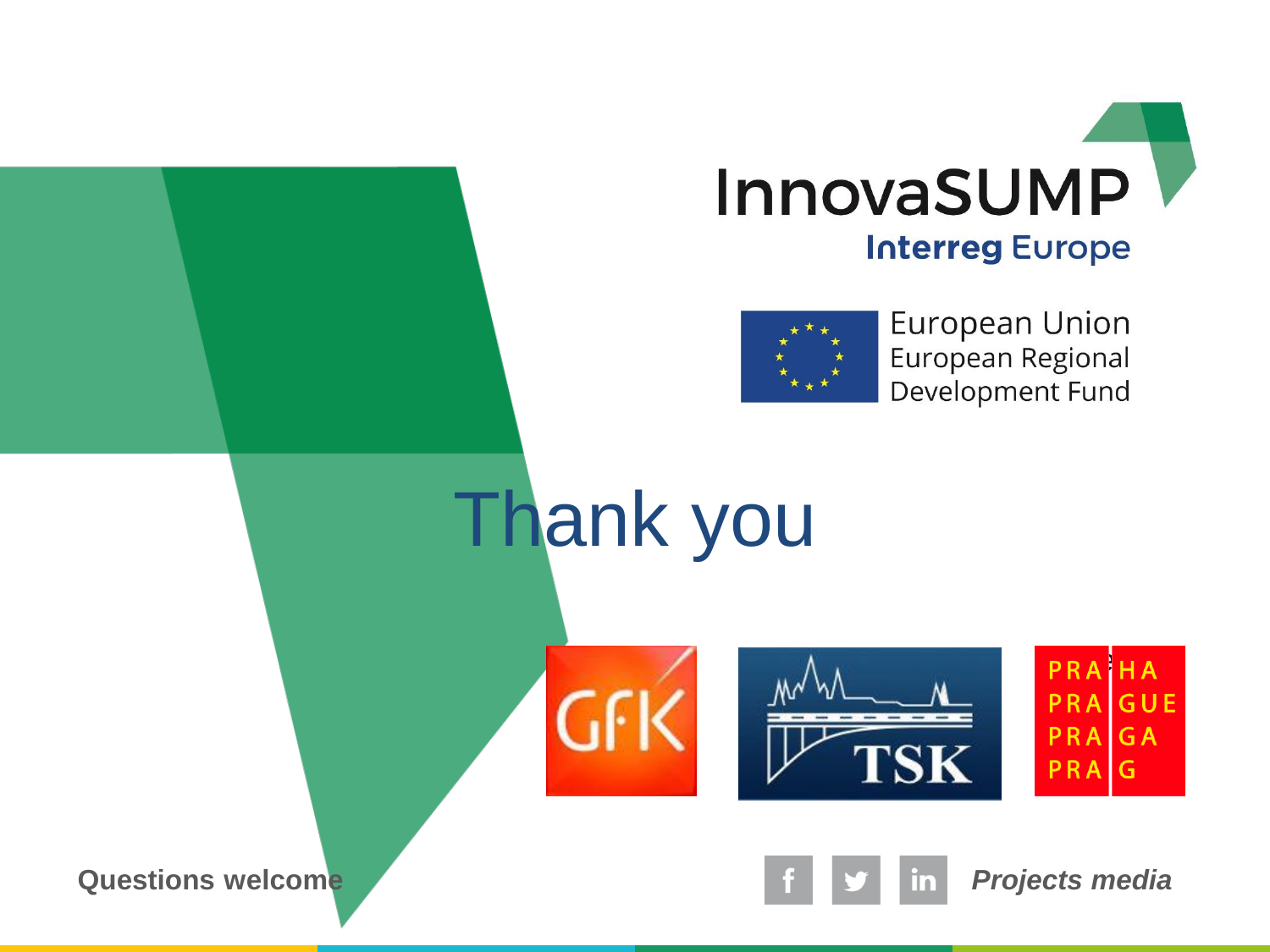InnovaSUMP

Interreg Europe

European Union
European Regional
Development Fund

# Thank you

Questions welcome

*Projects media*